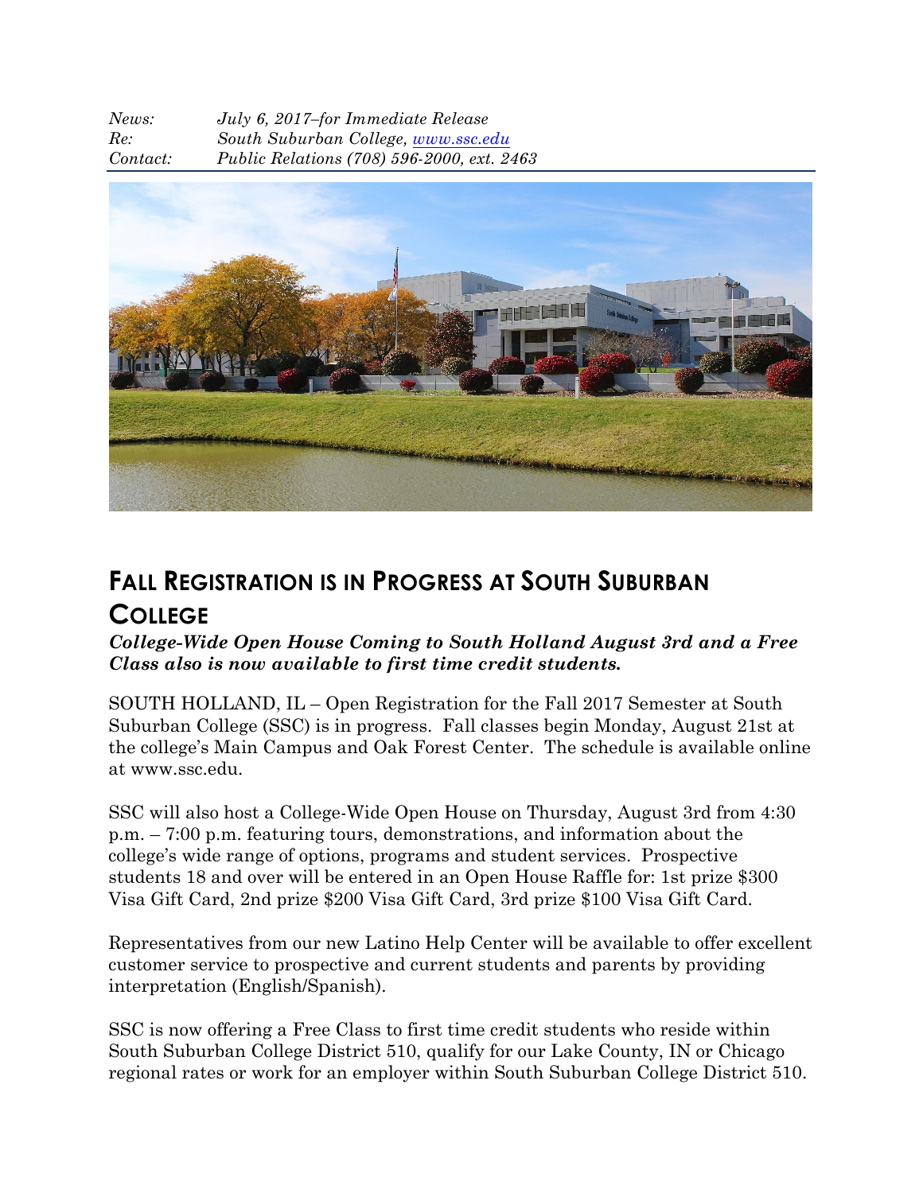*News:* *July 6, 2017–for Immediate Release*
*Re:* *South Suburban College, [www.ssc.edu](http://www.ssc.edu)*
*Contact:* *Public Relations (708) 596-2000, ext. 2463*

# FALL REGISTRATION IS IN PROGRESS AT SOUTH SUBURBAN COLLEGE

***College-Wide Open House Coming to South Holland August 3rd and a Free Class also is now available to first time credit students.***

SOUTH HOLLAND, IL – Open Registration for the Fall 2017 Semester at South Suburban College (SSC) is in progress. Fall classes begin Monday, August 21st at the college's Main Campus and Oak Forest Center. The schedule is available online at www.ssc.edu.

SSC will also host a College-Wide Open House on Thursday, August 3rd from 4:30 p.m. – 7:00 p.m. featuring tours, demonstrations, and information about the college's wide range of options, programs and student services. Prospective students 18 and over will be entered in an Open House Raffle for: 1st prize $300 Visa Gift Card, 2nd prize $200 Visa Gift Card, 3rd prize $100 Visa Gift Card.

Representatives from our new Latino Help Center will be available to offer excellent customer service to prospective and current students and parents by providing interpretation (English/Spanish).

SSC is now offering a Free Class to first time credit students who reside within South Suburban College District 510, qualify for our Lake County, IN or Chicago regional rates or work for an employer within South Suburban College District 510.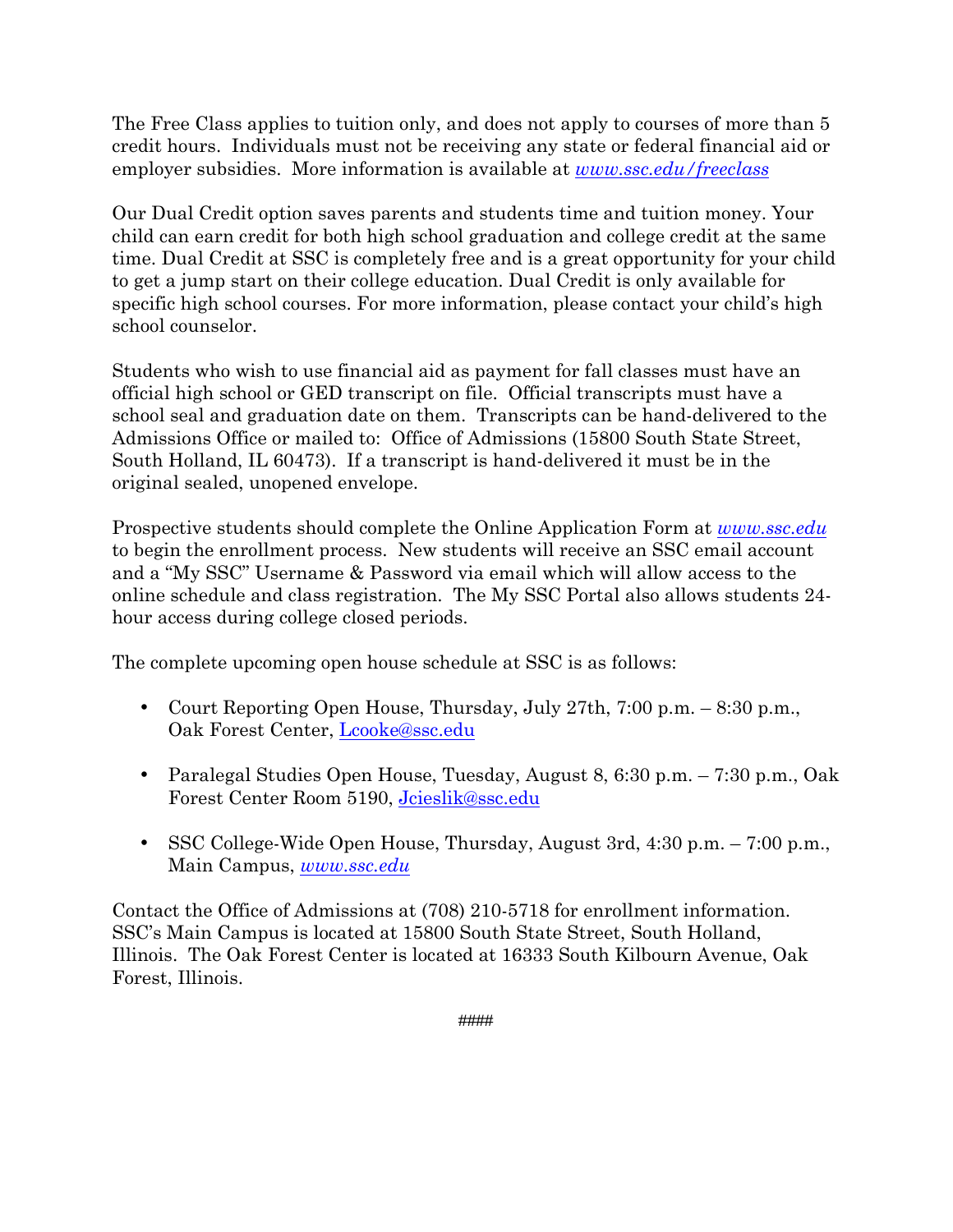The Free Class applies to tuition only, and does not apply to courses of more than 5 credit hours. Individuals must not be receiving any state or federal financial aid or employer subsidies. More information is available at *www.ssc.edu/freeclass*

Our Dual Credit option saves parents and students time and tuition money. Your child can earn credit for both high school graduation and college credit at the same time. Dual Credit at SSC is completely free and is a great opportunity for your child to get a jump start on their college education. Dual Credit is only available for specific high school courses. For more information, please contact your child's high school counselor.

Students who wish to use financial aid as payment for fall classes must have an official high school or GED transcript on file. Official transcripts must have a school seal and graduation date on them. Transcripts can be hand-delivered to the Admissions Office or mailed to: Office of Admissions (15800 South State Street, South Holland, IL 60473). If a transcript is hand-delivered it must be in the original sealed, unopened envelope.

Prospective students should complete the Online Application Form at *www.ssc.edu* to begin the enrollment process. New students will receive an SSC email account and a "My SSC" Username & Password via email which will allow access to the online schedule and class registration. The My SSC Portal also allows students 24-hour access during college closed periods.

The complete upcoming open house schedule at SSC is as follows:

- Court Reporting Open House, Thursday, July 27th, 7:00 p.m. – 8:30 p.m., Oak Forest Center, Lcooke@ssc.edu
- Paralegal Studies Open House, Tuesday, August 8, 6:30 p.m. – 7:30 p.m., Oak Forest Center Room 5190, Jcieslik@ssc.edu
- SSC College-Wide Open House, Thursday, August 3rd, 4:30 p.m. – 7:00 p.m., Main Campus, *www.ssc.edu*

Contact the Office of Admissions at (708) 210-5718 for enrollment information. SSC's Main Campus is located at 15800 South State Street, South Holland, Illinois. The Oak Forest Center is located at 16333 South Kilbourn Avenue, Oak Forest, Illinois.

####